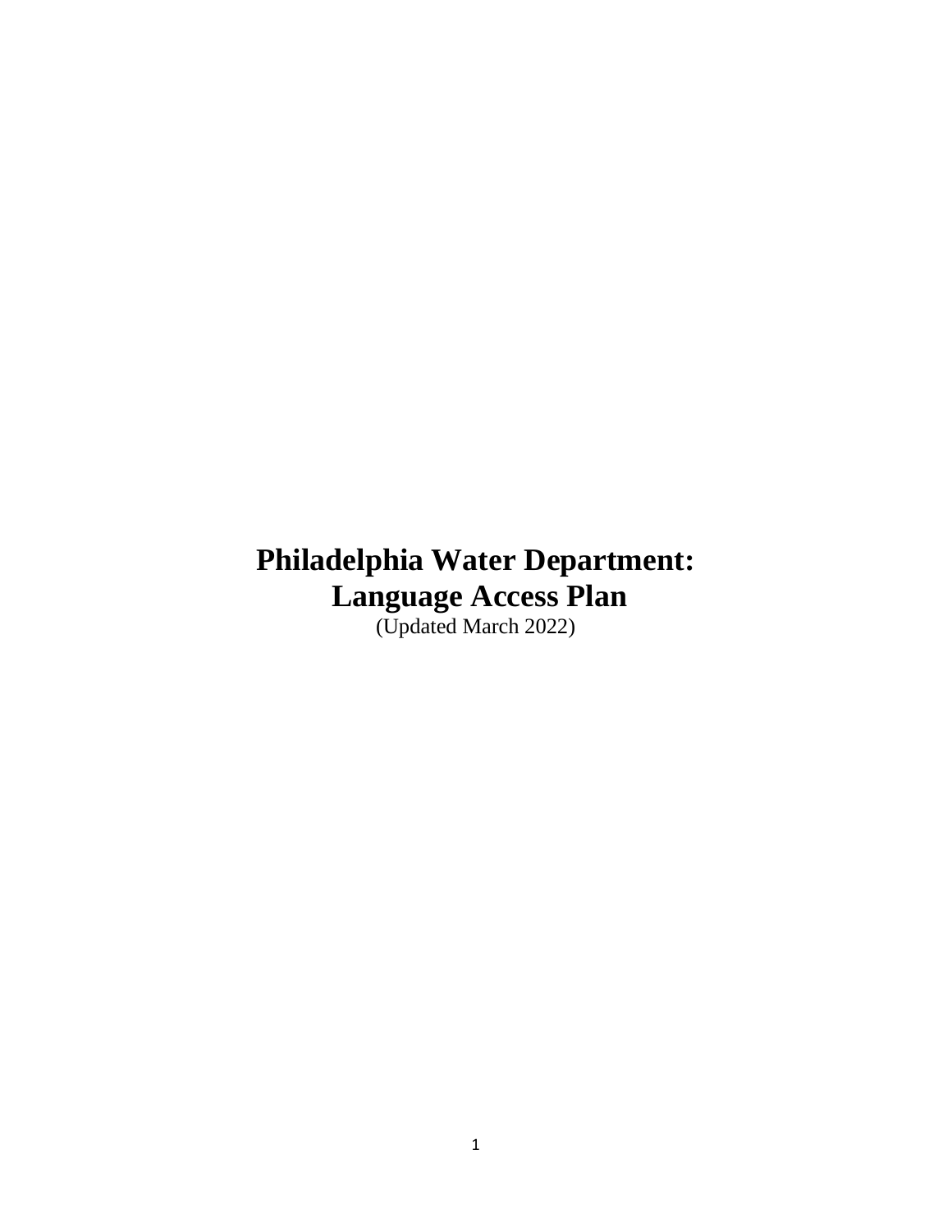# Philadelphia Water Department: Language Access Plan

(Updated March 2022)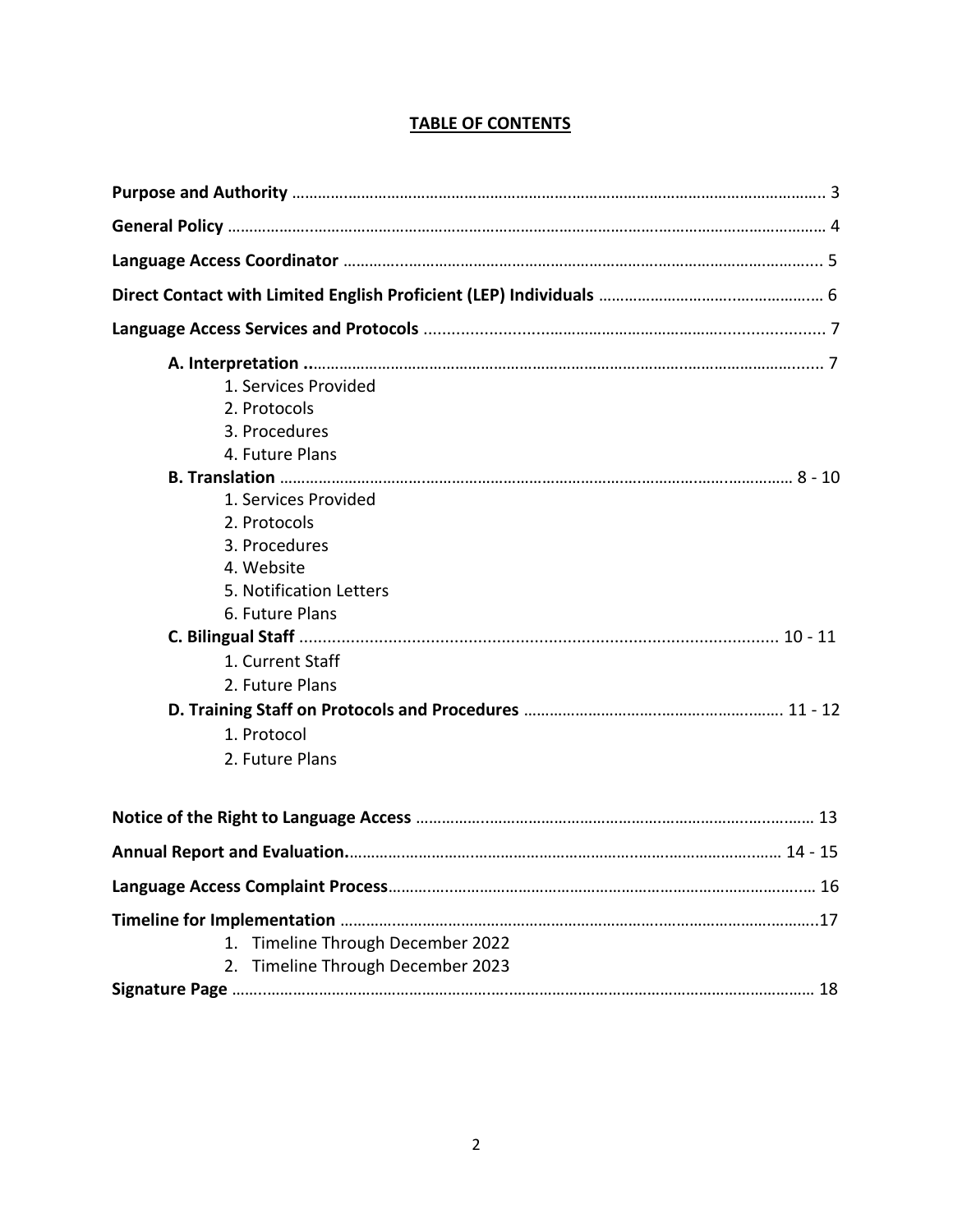# TABLE OF CONTENTS

**Purpose and Authority** ............................................................ 3

**General Policy** ............................................................ 4

**Language Access Coordinator** ............................................................ 5

**Direct Contact with Limited English Proficient (LEP) Individuals** ............................................................ 6

**Language Access Services and Protocols** ............................................................ 7

- **A. Interpretation** ............................................................ 7
  1. Services Provided
  2. Protocols
  3. Procedures
  4. Future Plans
- **B. Translation** ............................................................ 8 - 10
  1. Services Provided
  2. Protocols
  3. Procedures
  4. Website
  5. Notification Letters
  6. Future Plans
- **C. Bilingual Staff** ............................................................ 10 - 11
  1. Current Staff
  2. Future Plans
- **D. Training Staff on Protocols and Procedures** ............................................................ 11 - 12
  1. Protocol
  2. Future Plans

**Notice of the Right to Language Access** ............................................................ 13

**Annual Report and Evaluation.** ............................................................ 14 - 15

**Language Access Complaint Process** ............................................................ 16

**Timeline for Implementation** ............................................................ 17

1. Timeline Through December 2022
2. Timeline Through December 2023

**Signature Page** ............................................................ 18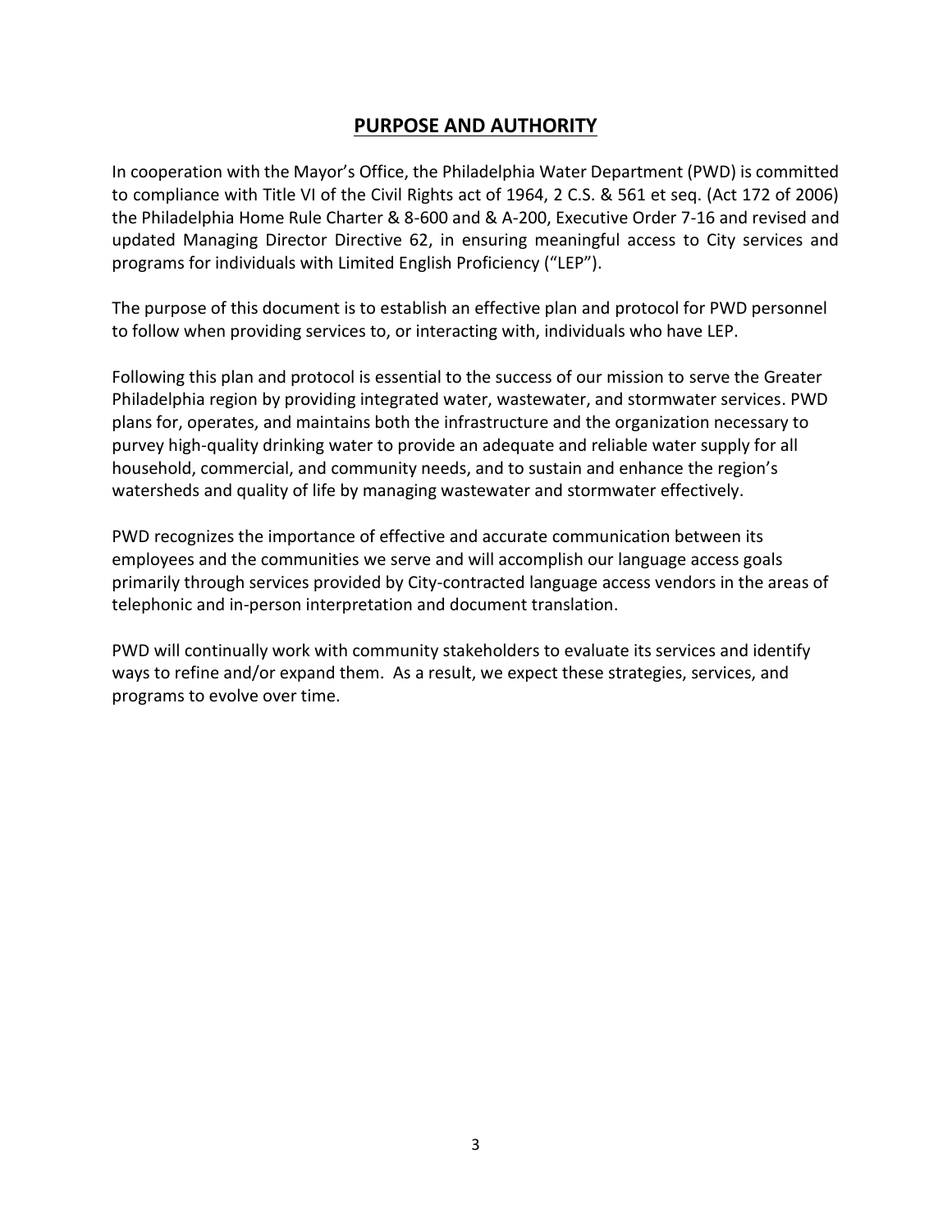## PURPOSE AND AUTHORITY

In cooperation with the Mayor's Office, the Philadelphia Water Department (PWD) is committed to compliance with Title VI of the Civil Rights act of 1964, 2 C.S. & 561 et seq. (Act 172 of 2006) the Philadelphia Home Rule Charter & 8-600 and & A-200, Executive Order 7-16 and revised and updated Managing Director Directive 62, in ensuring meaningful access to City services and programs for individuals with Limited English Proficiency ("LEP").

The purpose of this document is to establish an effective plan and protocol for PWD personnel to follow when providing services to, or interacting with, individuals who have LEP.

Following this plan and protocol is essential to the success of our mission to serve the Greater Philadelphia region by providing integrated water, wastewater, and stormwater services. PWD plans for, operates, and maintains both the infrastructure and the organization necessary to purvey high-quality drinking water to provide an adequate and reliable water supply for all household, commercial, and community needs, and to sustain and enhance the region's watersheds and quality of life by managing wastewater and stormwater effectively.

PWD recognizes the importance of effective and accurate communication between its employees and the communities we serve and will accomplish our language access goals primarily through services provided by City-contracted language access vendors in the areas of telephonic and in-person interpretation and document translation.

PWD will continually work with community stakeholders to evaluate its services and identify ways to refine and/or expand them. As a result, we expect these strategies, services, and programs to evolve over time.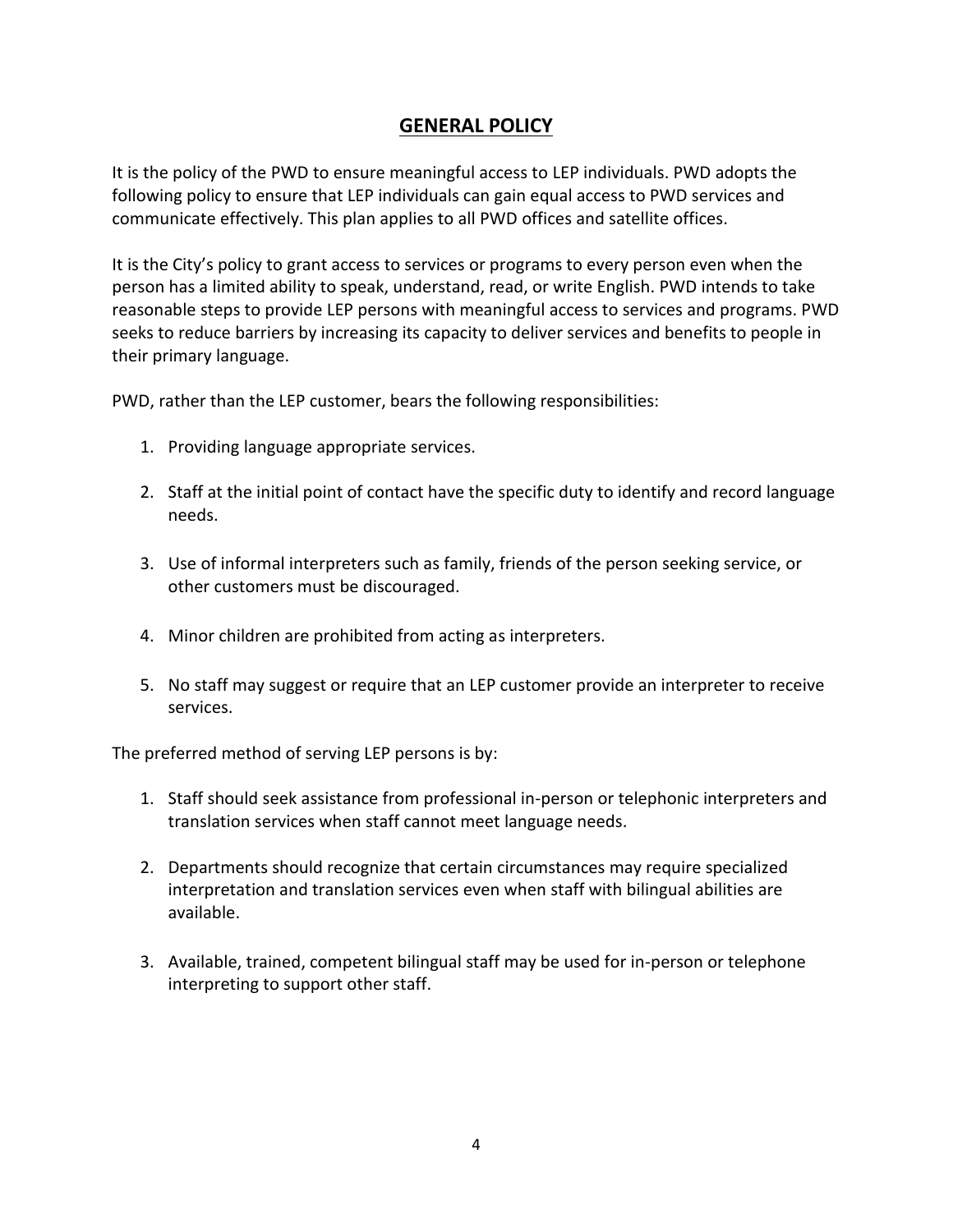## GENERAL POLICY

It is the policy of the PWD to ensure meaningful access to LEP individuals. PWD adopts the following policy to ensure that LEP individuals can gain equal access to PWD services and communicate effectively. This plan applies to all PWD offices and satellite offices.

It is the City's policy to grant access to services or programs to every person even when the person has a limited ability to speak, understand, read, or write English. PWD intends to take reasonable steps to provide LEP persons with meaningful access to services and programs. PWD seeks to reduce barriers by increasing its capacity to deliver services and benefits to people in their primary language.

PWD, rather than the LEP customer, bears the following responsibilities:

1. Providing language appropriate services.

2. Staff at the initial point of contact have the specific duty to identify and record language needs.

3. Use of informal interpreters such as family, friends of the person seeking service, or other customers must be discouraged.

4. Minor children are prohibited from acting as interpreters.

5. No staff may suggest or require that an LEP customer provide an interpreter to receive services.

The preferred method of serving LEP persons is by:

1. Staff should seek assistance from professional in-person or telephonic interpreters and translation services when staff cannot meet language needs.

2. Departments should recognize that certain circumstances may require specialized interpretation and translation services even when staff with bilingual abilities are available.

3. Available, trained, competent bilingual staff may be used for in-person or telephone interpreting to support other staff.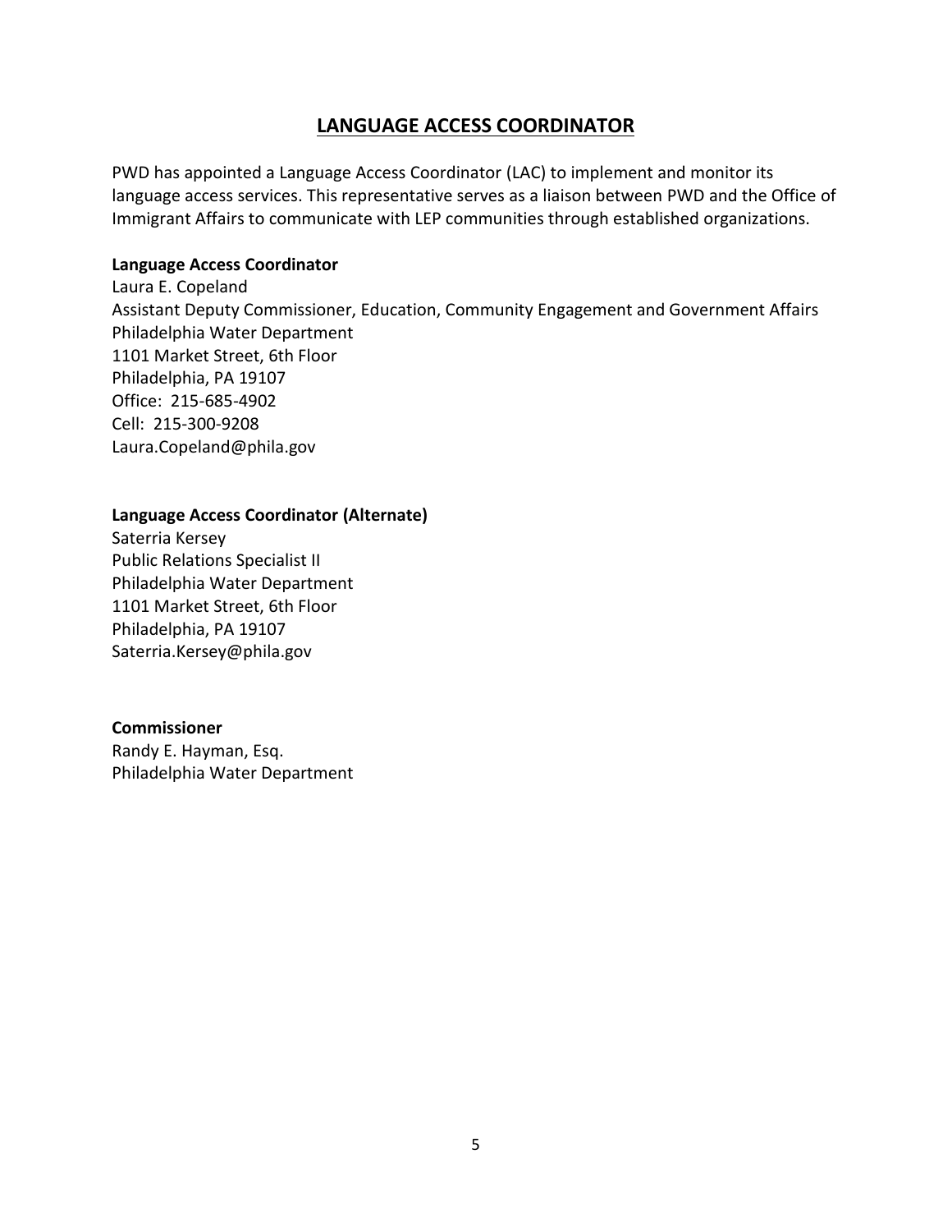## LANGUAGE ACCESS COORDINATOR

PWD has appointed a Language Access Coordinator (LAC) to implement and monitor its language access services. This representative serves as a liaison between PWD and the Office of Immigrant Affairs to communicate with LEP communities through established organizations.

**Language Access Coordinator**
Laura E. Copeland
Assistant Deputy Commissioner, Education, Community Engagement and Government Affairs
Philadelphia Water Department
1101 Market Street, 6th Floor
Philadelphia, PA 19107
Office: 215-685-4902
Cell: 215-300-9208
Laura.Copeland@phila.gov

**Language Access Coordinator (Alternate)**
Saterria Kersey
Public Relations Specialist II
Philadelphia Water Department
1101 Market Street, 6th Floor
Philadelphia, PA 19107
Saterria.Kersey@phila.gov

**Commissioner**
Randy E. Hayman, Esq.
Philadelphia Water Department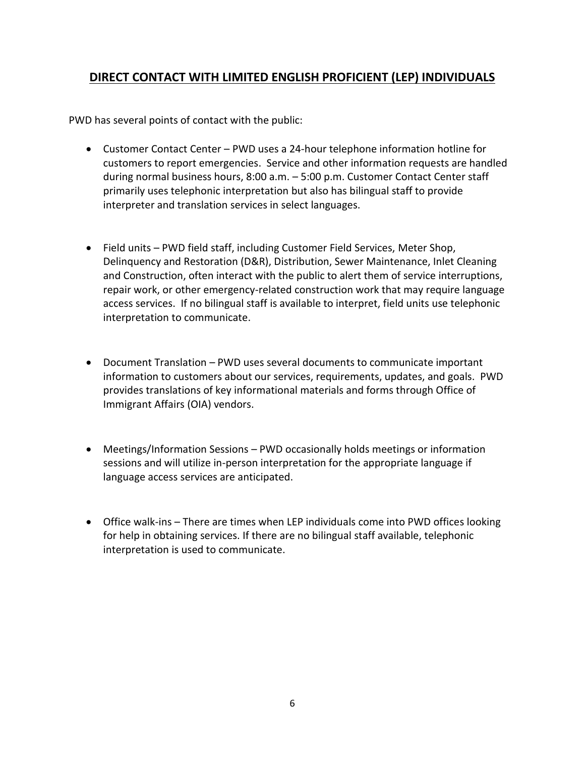## DIRECT CONTACT WITH LIMITED ENGLISH PROFICIENT (LEP) INDIVIDUALS

PWD has several points of contact with the public:

- Customer Contact Center – PWD uses a 24-hour telephone information hotline for customers to report emergencies. Service and other information requests are handled during normal business hours, 8:00 a.m. – 5:00 p.m. Customer Contact Center staff primarily uses telephonic interpretation but also has bilingual staff to provide interpreter and translation services in select languages.

- Field units – PWD field staff, including Customer Field Services, Meter Shop, Delinquency and Restoration (D&R), Distribution, Sewer Maintenance, Inlet Cleaning and Construction, often interact with the public to alert them of service interruptions, repair work, or other emergency-related construction work that may require language access services. If no bilingual staff is available to interpret, field units use telephonic interpretation to communicate.

- Document Translation – PWD uses several documents to communicate important information to customers about our services, requirements, updates, and goals. PWD provides translations of key informational materials and forms through Office of Immigrant Affairs (OIA) vendors.

- Meetings/Information Sessions – PWD occasionally holds meetings or information sessions and will utilize in-person interpretation for the appropriate language if language access services are anticipated.

- Office walk-ins – There are times when LEP individuals come into PWD offices looking for help in obtaining services. If there are no bilingual staff available, telephonic interpretation is used to communicate.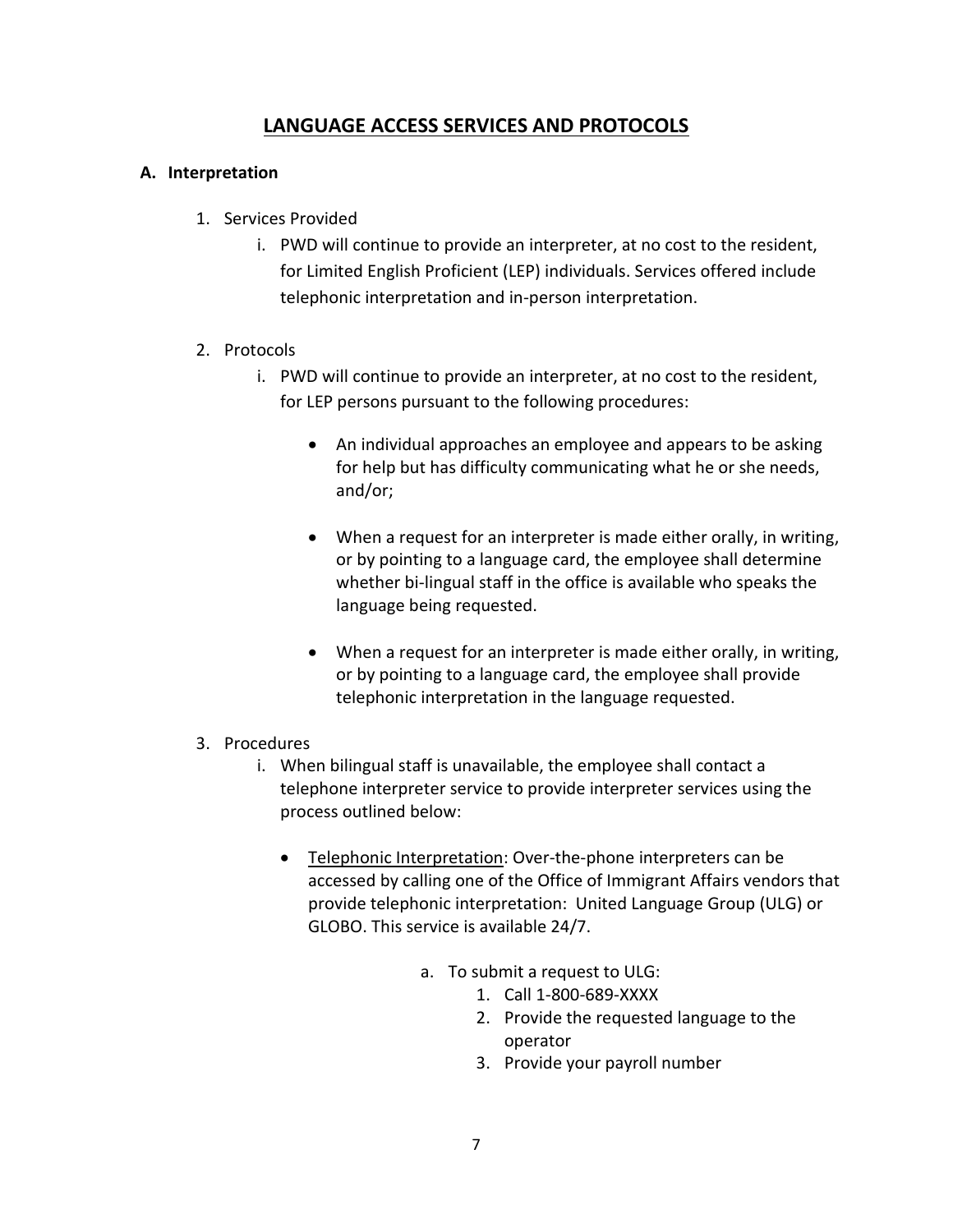# LANGUAGE ACCESS SERVICES AND PROTOCOLS

## A. Interpretation

1. Services Provided
   i. PWD will continue to provide an interpreter, at no cost to the resident, for Limited English Proficient (LEP) individuals. Services offered include telephonic interpretation and in-person interpretation.

2. Protocols
   i. PWD will continue to provide an interpreter, at no cost to the resident, for LEP persons pursuant to the following procedures:

      - An individual approaches an employee and appears to be asking for help but has difficulty communicating what he or she needs, and/or;

      - When a request for an interpreter is made either orally, in writing, or by pointing to a language card, the employee shall determine whether bi-lingual staff in the office is available who speaks the language being requested.

      - When a request for an interpreter is made either orally, in writing, or by pointing to a language card, the employee shall provide telephonic interpretation in the language requested.

3. Procedures
   i. When bilingual staff is unavailable, the employee shall contact a telephone interpreter service to provide interpreter services using the process outlined below:

      - Telephonic Interpretation: Over-the-phone interpreters can be accessed by calling one of the Office of Immigrant Affairs vendors that provide telephonic interpretation: United Language Group (ULG) or GLOBO. This service is available 24/7.

        a. To submit a request to ULG:
           1. Call 1-800-689-XXXX
           2. Provide the requested language to the operator
           3. Provide your payroll number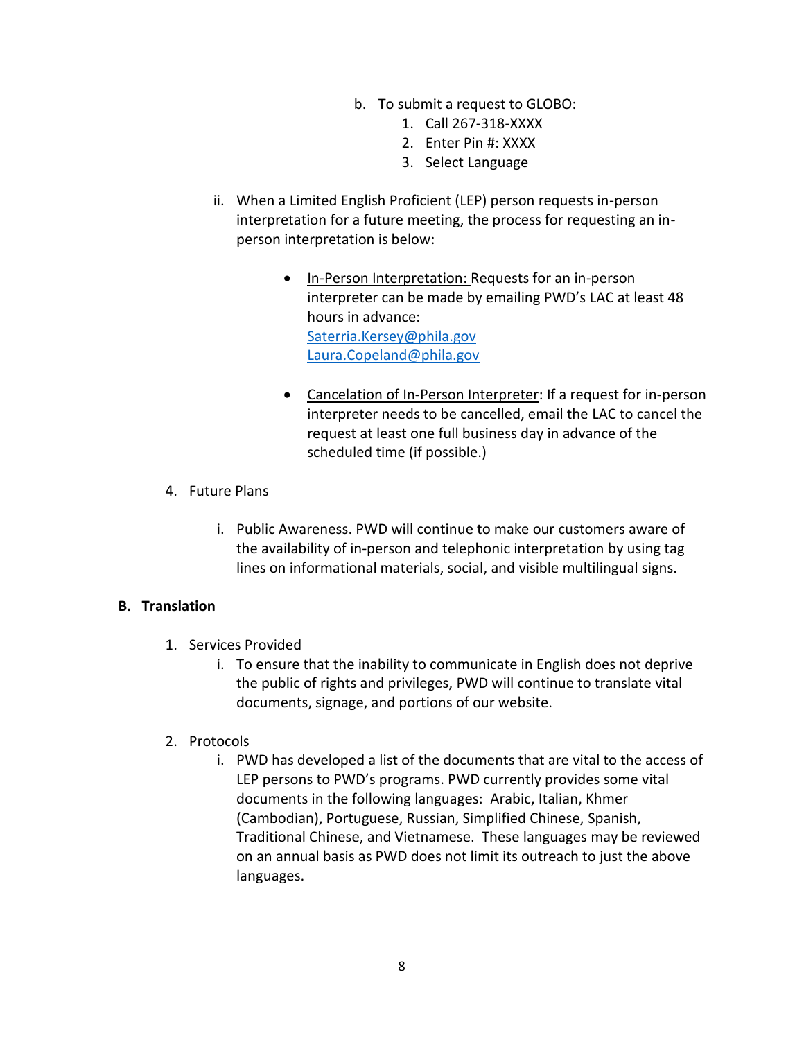b. To submit a request to GLOBO:
    1. Call 267-318-XXXX
    2. Enter Pin #: XXXX
    3. Select Language

ii. When a Limited English Proficient (LEP) person requests in-person interpretation for a future meeting, the process for requesting an in-person interpretation is below:

- In-Person Interpretation: Requests for an in-person interpreter can be made by emailing PWD's LAC at least 48 hours in advance:
  Saterria.Kersey@phila.gov
  Laura.Copeland@phila.gov

- Cancelation of In-Person Interpreter: If a request for in-person interpreter needs to be cancelled, email the LAC to cancel the request at least one full business day in advance of the scheduled time (if possible.)

4. Future Plans

    i. Public Awareness. PWD will continue to make our customers aware of the availability of in-person and telephonic interpretation by using tag lines on informational materials, social, and visible multilingual signs.

**B. Translation**

1. Services Provided
    i. To ensure that the inability to communicate in English does not deprive the public of rights and privileges, PWD will continue to translate vital documents, signage, and portions of our website.

2. Protocols
    i. PWD has developed a list of the documents that are vital to the access of LEP persons to PWD's programs. PWD currently provides some vital documents in the following languages: Arabic, Italian, Khmer (Cambodian), Portuguese, Russian, Simplified Chinese, Spanish, Traditional Chinese, and Vietnamese. These languages may be reviewed on an annual basis as PWD does not limit its outreach to just the above languages.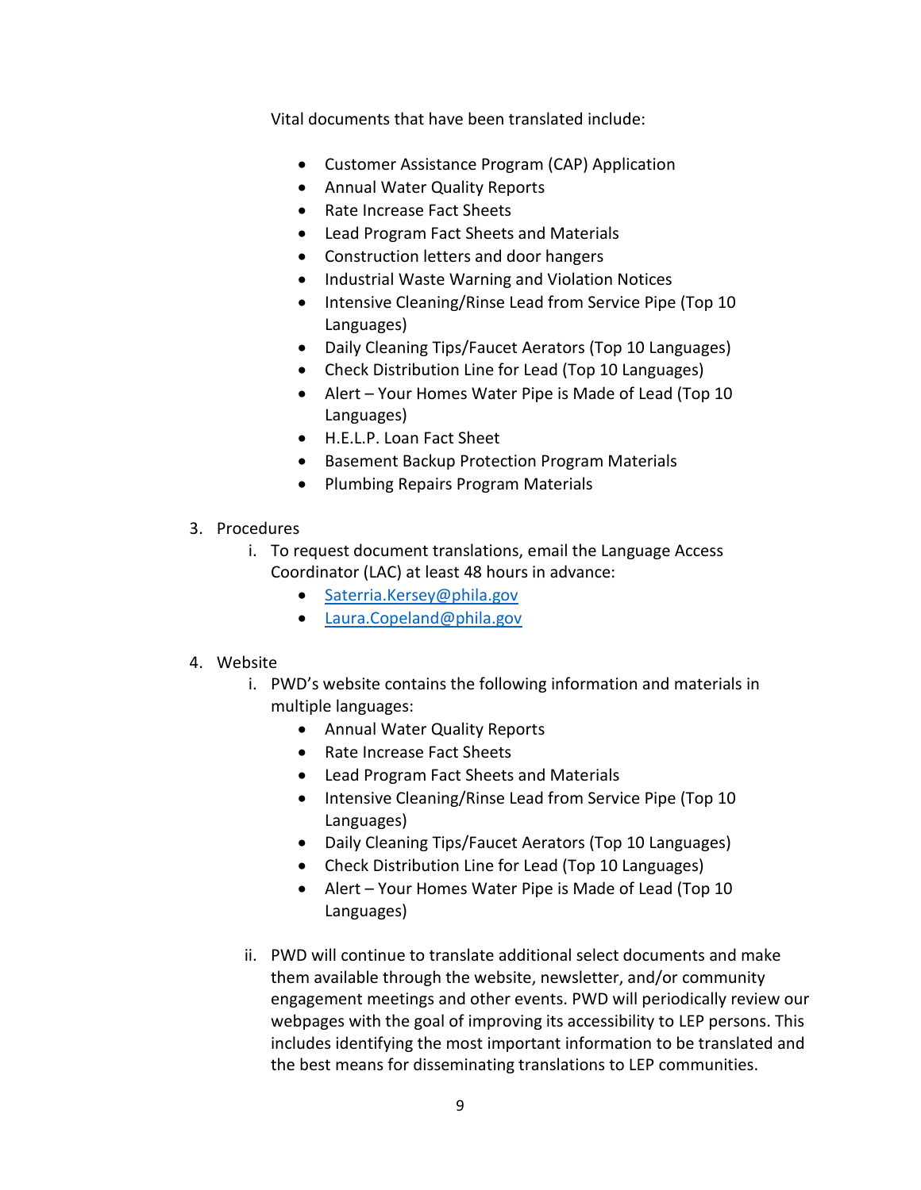Vital documents that have been translated include:

- Customer Assistance Program (CAP) Application
- Annual Water Quality Reports
- Rate Increase Fact Sheets
- Lead Program Fact Sheets and Materials
- Construction letters and door hangers
- Industrial Waste Warning and Violation Notices
- Intensive Cleaning/Rinse Lead from Service Pipe (Top 10 Languages)
- Daily Cleaning Tips/Faucet Aerators (Top 10 Languages)
- Check Distribution Line for Lead (Top 10 Languages)
- Alert – Your Homes Water Pipe is Made of Lead (Top 10 Languages)
- H.E.L.P. Loan Fact Sheet
- Basement Backup Protection Program Materials
- Plumbing Repairs Program Materials

3. Procedures
   i. To request document translations, email the Language Access Coordinator (LAC) at least 48 hours in advance:
      - Saterria.Kersey@phila.gov
      - Laura.Copeland@phila.gov

4. Website
   i. PWD's website contains the following information and materials in multiple languages:
      - Annual Water Quality Reports
      - Rate Increase Fact Sheets
      - Lead Program Fact Sheets and Materials
      - Intensive Cleaning/Rinse Lead from Service Pipe (Top 10 Languages)
      - Daily Cleaning Tips/Faucet Aerators (Top 10 Languages)
      - Check Distribution Line for Lead (Top 10 Languages)
      - Alert – Your Homes Water Pipe is Made of Lead (Top 10 Languages)

   ii. PWD will continue to translate additional select documents and make them available through the website, newsletter, and/or community engagement meetings and other events. PWD will periodically review our webpages with the goal of improving its accessibility to LEP persons. This includes identifying the most important information to be translated and the best means for disseminating translations to LEP communities.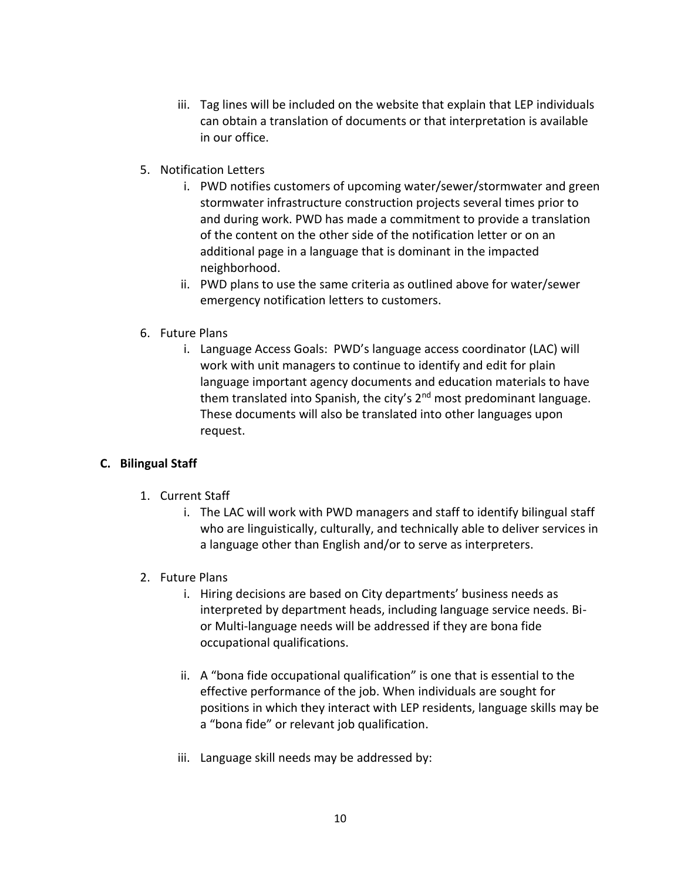iii. Tag lines will be included on the website that explain that LEP individuals can obtain a translation of documents or that interpretation is available in our office.

5. Notification Letters
   i. PWD notifies customers of upcoming water/sewer/stormwater and green stormwater infrastructure construction projects several times prior to and during work. PWD has made a commitment to provide a translation of the content on the other side of the notification letter or on an additional page in a language that is dominant in the impacted neighborhood.
   ii. PWD plans to use the same criteria as outlined above for water/sewer emergency notification letters to customers.

6. Future Plans
   i. Language Access Goals: PWD's language access coordinator (LAC) will work with unit managers to continue to identify and edit for plain language important agency documents and education materials to have them translated into Spanish, the city's 2nd most predominant language. These documents will also be translated into other languages upon request.

### C. Bilingual Staff

1. Current Staff
   i. The LAC will work with PWD managers and staff to identify bilingual staff who are linguistically, culturally, and technically able to deliver services in a language other than English and/or to serve as interpreters.

2. Future Plans
   i. Hiring decisions are based on City departments' business needs as interpreted by department heads, including language service needs. Bi- or Multi-language needs will be addressed if they are bona fide occupational qualifications.

   ii. A "bona fide occupational qualification" is one that is essential to the effective performance of the job. When individuals are sought for positions in which they interact with LEP residents, language skills may be a "bona fide" or relevant job qualification.

   iii. Language skill needs may be addressed by: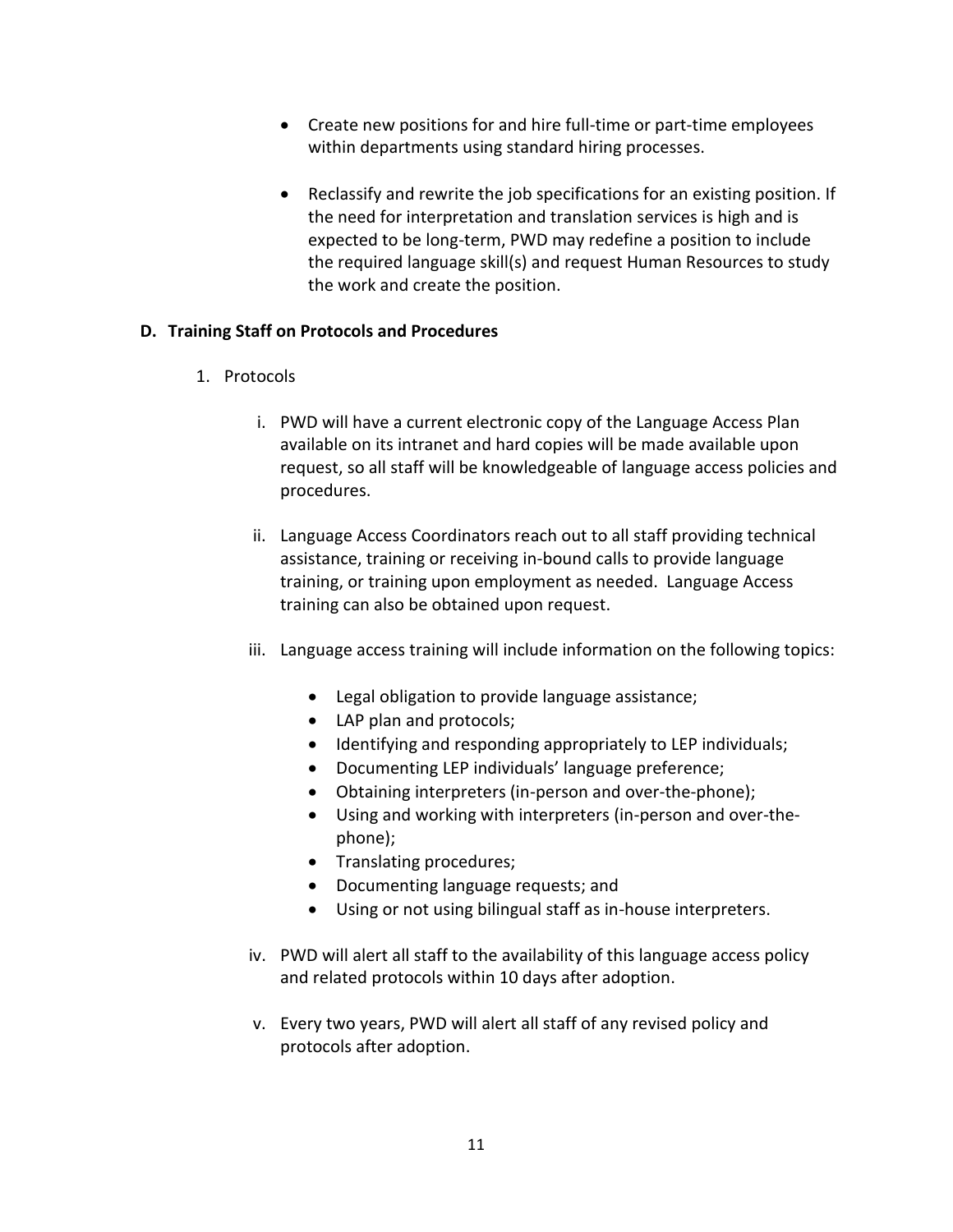- Create new positions for and hire full-time or part-time employees within departments using standard hiring processes.

- Reclassify and rewrite the job specifications for an existing position. If the need for interpretation and translation services is high and is expected to be long-term, PWD may redefine a position to include the required language skill(s) and request Human Resources to study the work and create the position.

### D. Training Staff on Protocols and Procedures

1. Protocols

   i. PWD will have a current electronic copy of the Language Access Plan available on its intranet and hard copies will be made available upon request, so all staff will be knowledgeable of language access policies and procedures.

   ii. Language Access Coordinators reach out to all staff providing technical assistance, training or receiving in-bound calls to provide language training, or training upon employment as needed. Language Access training can also be obtained upon request.

   iii. Language access training will include information on the following topics:

      - Legal obligation to provide language assistance;
      - LAP plan and protocols;
      - Identifying and responding appropriately to LEP individuals;
      - Documenting LEP individuals' language preference;
      - Obtaining interpreters (in-person and over-the-phone);
      - Using and working with interpreters (in-person and over-the-phone);
      - Translating procedures;
      - Documenting language requests; and
      - Using or not using bilingual staff as in-house interpreters.

   iv. PWD will alert all staff to the availability of this language access policy and related protocols within 10 days after adoption.

   v. Every two years, PWD will alert all staff of any revised policy and protocols after adoption.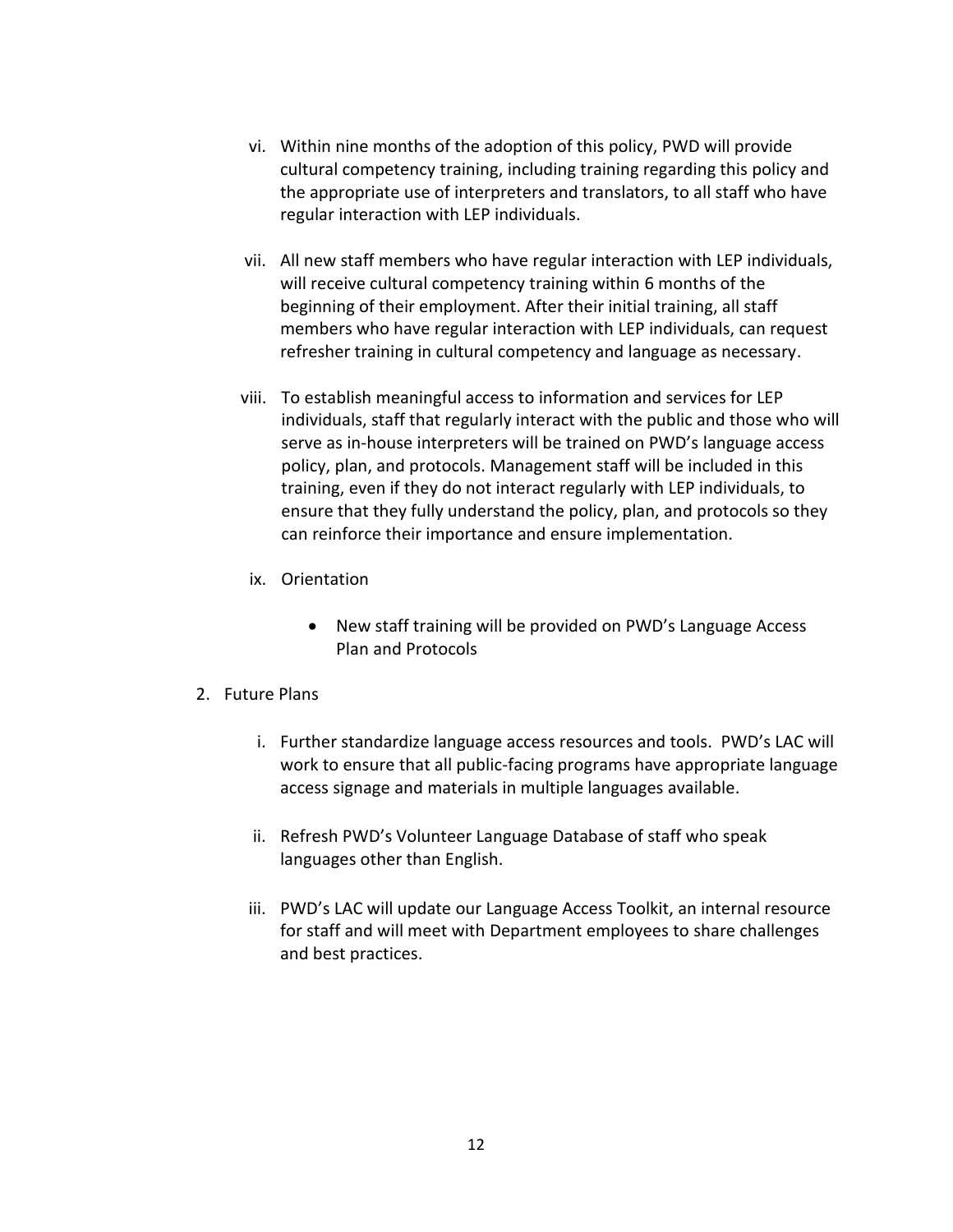vi. Within nine months of the adoption of this policy, PWD will provide cultural competency training, including training regarding this policy and the appropriate use of interpreters and translators, to all staff who have regular interaction with LEP individuals.

vii. All new staff members who have regular interaction with LEP individuals, will receive cultural competency training within 6 months of the beginning of their employment. After their initial training, all staff members who have regular interaction with LEP individuals, can request refresher training in cultural competency and language as necessary.

viii. To establish meaningful access to information and services for LEP individuals, staff that regularly interact with the public and those who will serve as in-house interpreters will be trained on PWD's language access policy, plan, and protocols. Management staff will be included in this training, even if they do not interact regularly with LEP individuals, to ensure that they fully understand the policy, plan, and protocols so they can reinforce their importance and ensure implementation.

ix. Orientation

- New staff training will be provided on PWD's Language Access Plan and Protocols

2. Future Plans

i. Further standardize language access resources and tools. PWD's LAC will work to ensure that all public-facing programs have appropriate language access signage and materials in multiple languages available.

ii. Refresh PWD's Volunteer Language Database of staff who speak languages other than English.

iii. PWD's LAC will update our Language Access Toolkit, an internal resource for staff and will meet with Department employees to share challenges and best practices.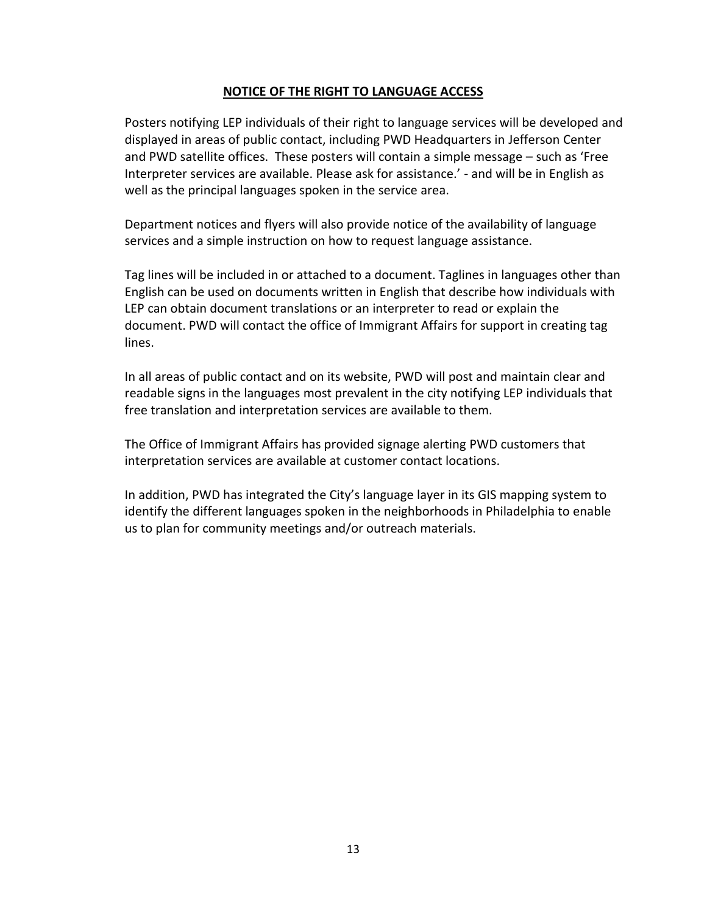## NOTICE OF THE RIGHT TO LANGUAGE ACCESS

Posters notifying LEP individuals of their right to language services will be developed and displayed in areas of public contact, including PWD Headquarters in Jefferson Center and PWD satellite offices. These posters will contain a simple message – such as 'Free Interpreter services are available. Please ask for assistance.' - and will be in English as well as the principal languages spoken in the service area.

Department notices and flyers will also provide notice of the availability of language services and a simple instruction on how to request language assistance.

Tag lines will be included in or attached to a document. Taglines in languages other than English can be used on documents written in English that describe how individuals with LEP can obtain document translations or an interpreter to read or explain the document. PWD will contact the office of Immigrant Affairs for support in creating tag lines.

In all areas of public contact and on its website, PWD will post and maintain clear and readable signs in the languages most prevalent in the city notifying LEP individuals that free translation and interpretation services are available to them.

The Office of Immigrant Affairs has provided signage alerting PWD customers that interpretation services are available at customer contact locations.

In addition, PWD has integrated the City's language layer in its GIS mapping system to identify the different languages spoken in the neighborhoods in Philadelphia to enable us to plan for community meetings and/or outreach materials.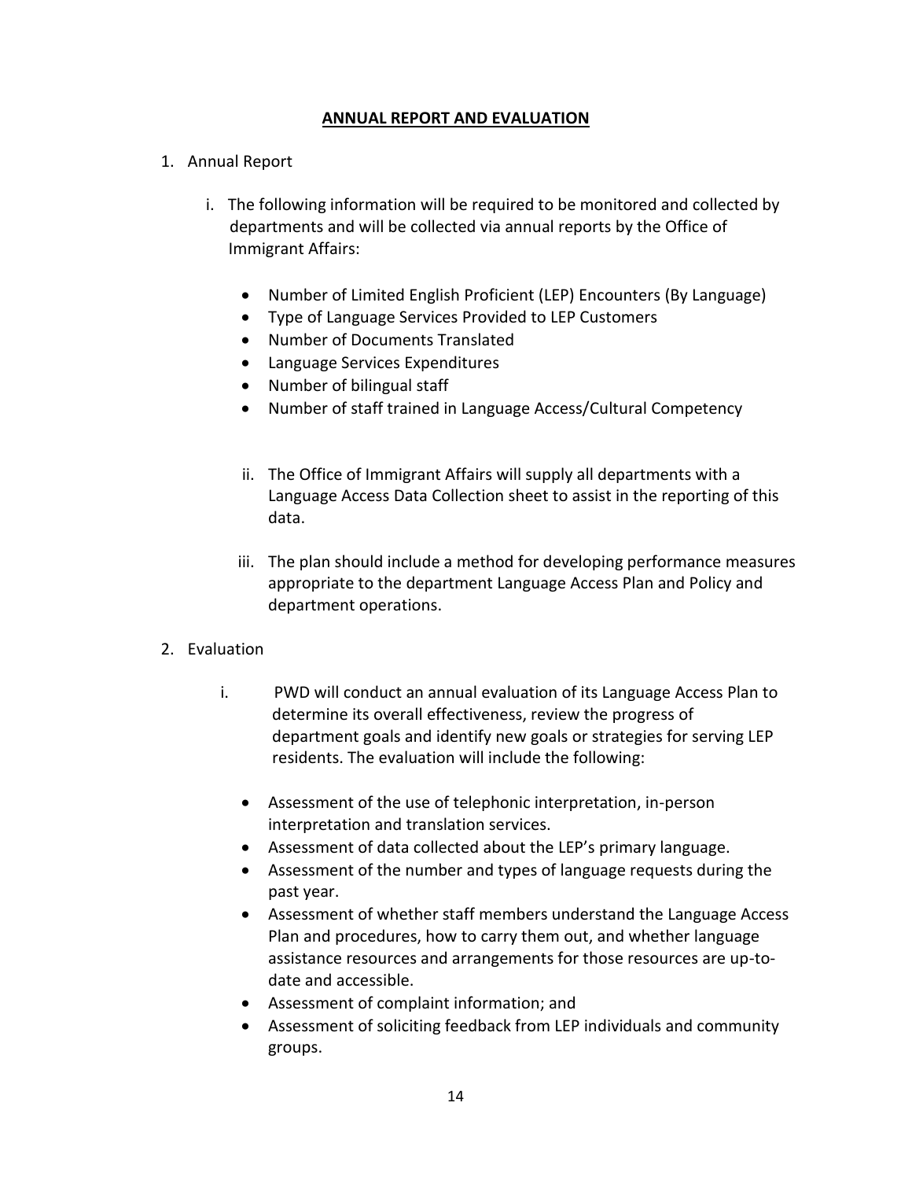## ANNUAL REPORT AND EVALUATION

1. Annual Report

   i. The following information will be required to be monitored and collected by departments and will be collected via annual reports by the Office of Immigrant Affairs:

      - Number of Limited English Proficient (LEP) Encounters (By Language)
      - Type of Language Services Provided to LEP Customers
      - Number of Documents Translated
      - Language Services Expenditures
      - Number of bilingual staff
      - Number of staff trained in Language Access/Cultural Competency

   ii. The Office of Immigrant Affairs will supply all departments with a Language Access Data Collection sheet to assist in the reporting of this data.

   iii. The plan should include a method for developing performance measures appropriate to the department Language Access Plan and Policy and department operations.

2. Evaluation

   i. PWD will conduct an annual evaluation of its Language Access Plan to determine its overall effectiveness, review the progress of department goals and identify new goals or strategies for serving LEP residents. The evaluation will include the following:

      - Assessment of the use of telephonic interpretation, in-person interpretation and translation services.
      - Assessment of data collected about the LEP's primary language.
      - Assessment of the number and types of language requests during the past year.
      - Assessment of whether staff members understand the Language Access Plan and procedures, how to carry them out, and whether language assistance resources and arrangements for those resources are up-to-date and accessible.
      - Assessment of complaint information; and
      - Assessment of soliciting feedback from LEP individuals and community groups.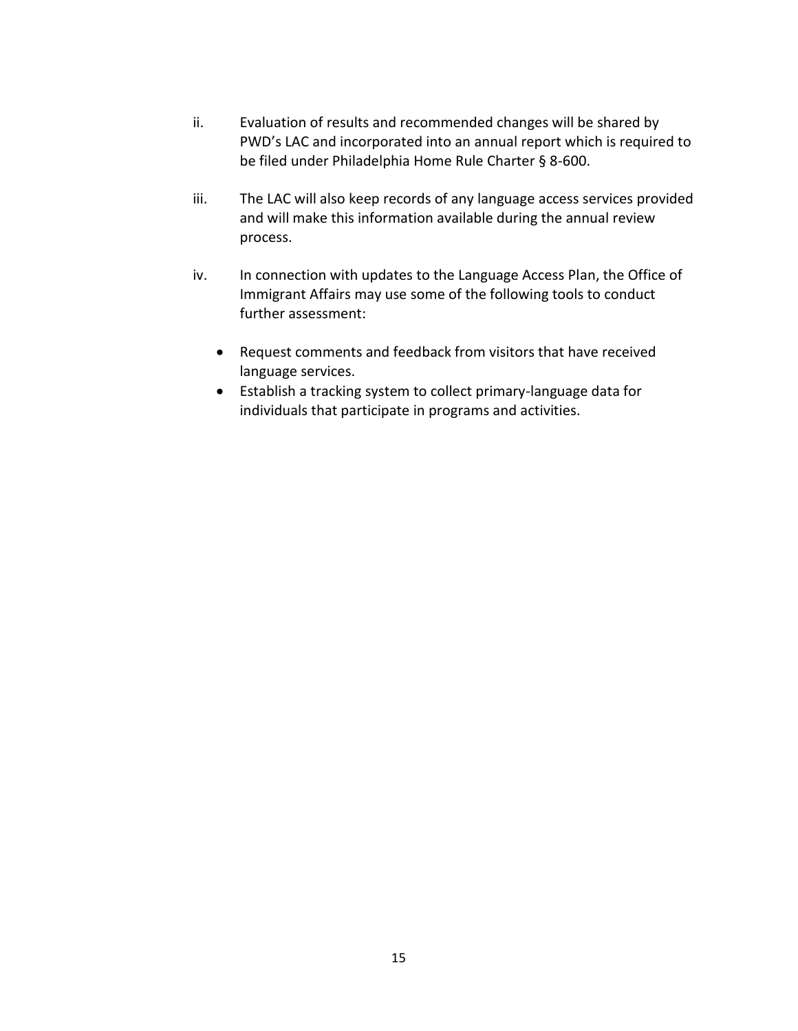ii. Evaluation of results and recommended changes will be shared by PWD's LAC and incorporated into an annual report which is required to be filed under Philadelphia Home Rule Charter § 8-600.

iii. The LAC will also keep records of any language access services provided and will make this information available during the annual review process.

iv. In connection with updates to the Language Access Plan, the Office of Immigrant Affairs may use some of the following tools to conduct further assessment:

- Request comments and feedback from visitors that have received language services.
- Establish a tracking system to collect primary-language data for individuals that participate in programs and activities.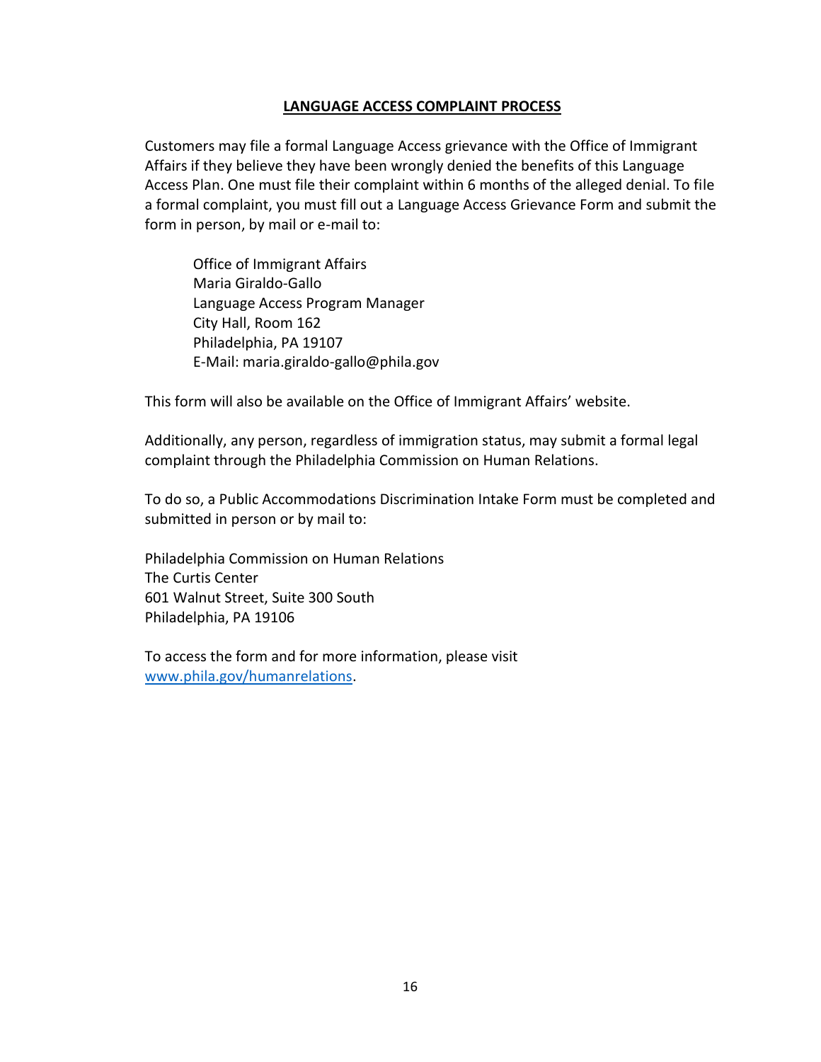## LANGUAGE ACCESS COMPLAINT PROCESS

Customers may file a formal Language Access grievance with the Office of Immigrant Affairs if they believe they have been wrongly denied the benefits of this Language Access Plan. One must file their complaint within 6 months of the alleged denial. To file a formal complaint, you must fill out a Language Access Grievance Form and submit the form in person, by mail or e-mail to:

> Office of Immigrant Affairs
> Maria Giraldo-Gallo
> Language Access Program Manager
> City Hall, Room 162
> Philadelphia, PA 19107
> E-Mail: maria.giraldo-gallo@phila.gov

This form will also be available on the Office of Immigrant Affairs' website.

Additionally, any person, regardless of immigration status, may submit a formal legal complaint through the Philadelphia Commission on Human Relations.

To do so, a Public Accommodations Discrimination Intake Form must be completed and submitted in person or by mail to:

Philadelphia Commission on Human Relations
The Curtis Center
601 Walnut Street, Suite 300 South
Philadelphia, PA 19106

To access the form and for more information, please visit [www.phila.gov/humanrelations](http://www.phila.gov/humanrelations).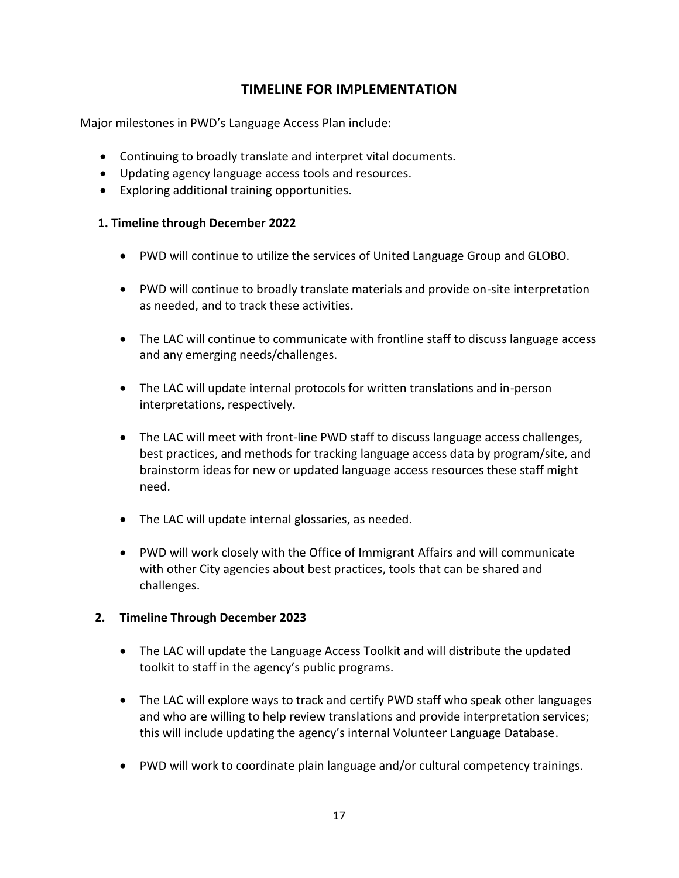## TIMELINE FOR IMPLEMENTATION

Major milestones in PWD's Language Access Plan include:

- Continuing to broadly translate and interpret vital documents.
- Updating agency language access tools and resources.
- Exploring additional training opportunities.

### 1. Timeline through December 2022

- PWD will continue to utilize the services of United Language Group and GLOBO.
- PWD will continue to broadly translate materials and provide on-site interpretation as needed, and to track these activities.
- The LAC will continue to communicate with frontline staff to discuss language access and any emerging needs/challenges.
- The LAC will update internal protocols for written translations and in-person interpretations, respectively.
- The LAC will meet with front-line PWD staff to discuss language access challenges, best practices, and methods for tracking language access data by program/site, and brainstorm ideas for new or updated language access resources these staff might need.
- The LAC will update internal glossaries, as needed.
- PWD will work closely with the Office of Immigrant Affairs and will communicate with other City agencies about best practices, tools that can be shared and challenges.

### 2. Timeline Through December 2023

- The LAC will update the Language Access Toolkit and will distribute the updated toolkit to staff in the agency's public programs.
- The LAC will explore ways to track and certify PWD staff who speak other languages and who are willing to help review translations and provide interpretation services; this will include updating the agency's internal Volunteer Language Database.
- PWD will work to coordinate plain language and/or cultural competency trainings.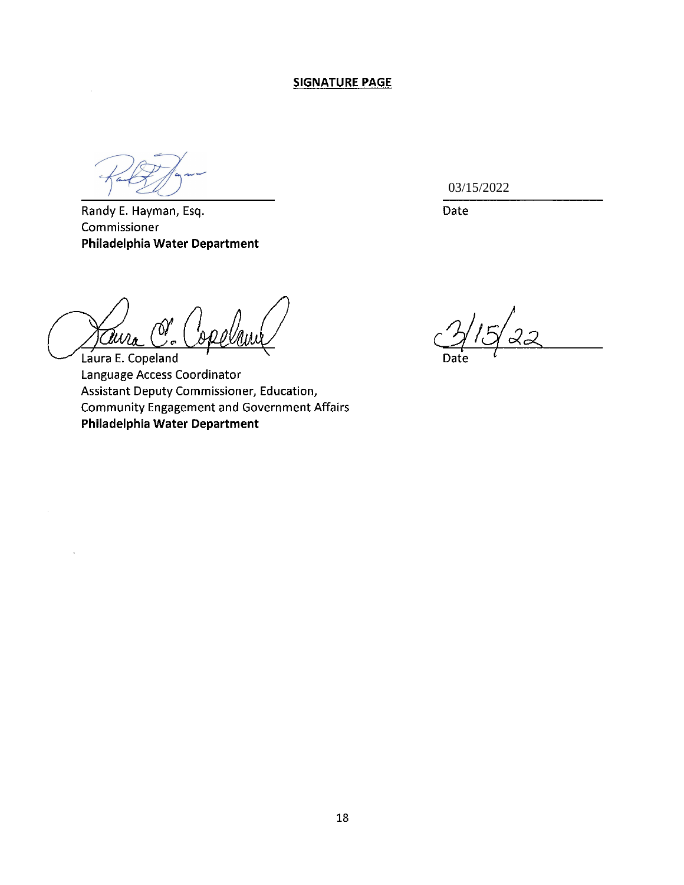**SIGNATURE PAGE**

Randy E. Hayman, Esq.
Commissioner
**Philadelphia Water Department**

03/15/2022
Date

Laura E. Copeland
Language Access Coordinator
Assistant Deputy Commissioner, Education, Community Engagement and Government Affairs
**Philadelphia Water Department**

3/15/22
Date